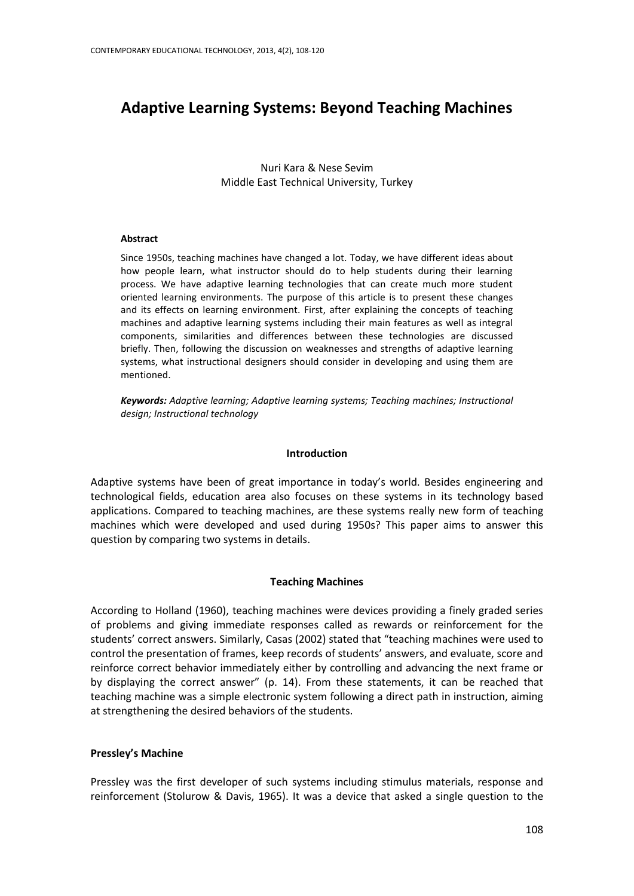# Adaptive Learning Systems: Beyond Teaching Machines

Nuri Kara & Nese Sevim
Middle East Technical University, Turkey

#### Abstract

Since 1950s, teaching machines have changed a lot. Today, we have different ideas about how people learn, what instructor should do to help students during their learning process. We have adaptive learning technologies that can create much more student oriented learning environments. The purpose of this article is to present these changes and its effects on learning environment. First, after explaining the concepts of teaching machines and adaptive learning systems including their main features as well as integral components, similarities and differences between these technologies are discussed briefly. Then, following the discussion on weaknesses and strengths of adaptive learning systems, what instructional designers should consider in developing and using them are mentioned.

***Keywords:** Adaptive learning; Adaptive learning systems; Teaching machines; Instructional design; Instructional technology*

## Introduction

Adaptive systems have been of great importance in today's world. Besides engineering and technological fields, education area also focuses on these systems in its technology based applications. Compared to teaching machines, are these systems really new form of teaching machines which were developed and used during 1950s? This paper aims to answer this question by comparing two systems in details.

## Teaching Machines

According to Holland (1960), teaching machines were devices providing a finely graded series of problems and giving immediate responses called as rewards or reinforcement for the students' correct answers. Similarly, Casas (2002) stated that "teaching machines were used to control the presentation of frames, keep records of students' answers, and evaluate, score and reinforce correct behavior immediately either by controlling and advancing the next frame or by displaying the correct answer" (p. 14). From these statements, it can be reached that teaching machine was a simple electronic system following a direct path in instruction, aiming at strengthening the desired behaviors of the students.

### Pressley's Machine

Pressley was the first developer of such systems including stimulus materials, response and reinforcement (Stolurow & Davis, 1965). It was a device that asked a single question to the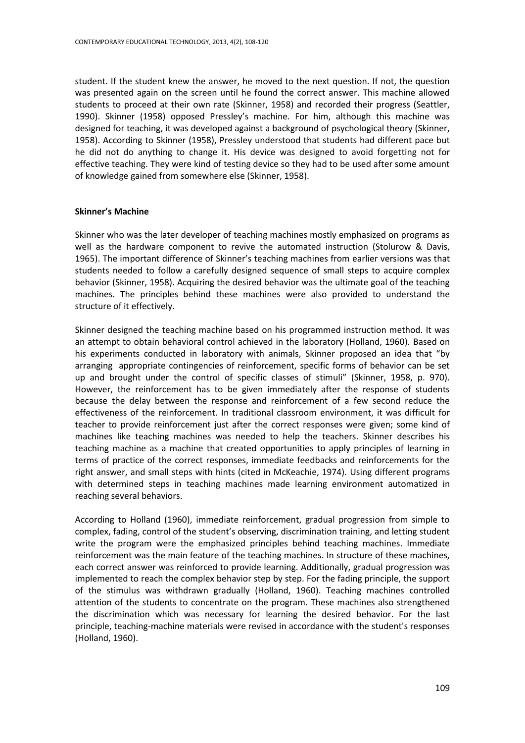student. If the student knew the answer, he moved to the next question. If not, the question was presented again on the screen until he found the correct answer. This machine allowed students to proceed at their own rate (Skinner, 1958) and recorded their progress (Seattler, 1990). Skinner (1958) opposed Pressley's machine. For him, although this machine was designed for teaching, it was developed against a background of psychological theory (Skinner, 1958). According to Skinner (1958), Pressley understood that students had different pace but he did not do anything to change it. His device was designed to avoid forgetting not for effective teaching. They were kind of testing device so they had to be used after some amount of knowledge gained from somewhere else (Skinner, 1958).

**Skinner's Machine**

Skinner who was the later developer of teaching machines mostly emphasized on programs as well as the hardware component to revive the automated instruction (Stolurow & Davis, 1965). The important difference of Skinner's teaching machines from earlier versions was that students needed to follow a carefully designed sequence of small steps to acquire complex behavior (Skinner, 1958). Acquiring the desired behavior was the ultimate goal of the teaching machines. The principles behind these machines were also provided to understand the structure of it effectively.

Skinner designed the teaching machine based on his programmed instruction method. It was an attempt to obtain behavioral control achieved in the laboratory (Holland, 1960). Based on his experiments conducted in laboratory with animals, Skinner proposed an idea that "by arranging appropriate contingencies of reinforcement, specific forms of behavior can be set up and brought under the control of specific classes of stimuli" (Skinner, 1958, p. 970). However, the reinforcement has to be given immediately after the response of students because the delay between the response and reinforcement of a few second reduce the effectiveness of the reinforcement. In traditional classroom environment, it was difficult for teacher to provide reinforcement just after the correct responses were given; some kind of machines like teaching machines was needed to help the teachers. Skinner describes his teaching machine as a machine that created opportunities to apply principles of learning in terms of practice of the correct responses, immediate feedbacks and reinforcements for the right answer, and small steps with hints (cited in McKeachie, 1974). Using different programs with determined steps in teaching machines made learning environment automatized in reaching several behaviors.

According to Holland (1960), immediate reinforcement, gradual progression from simple to complex, fading, control of the student's observing, discrimination training, and letting student write the program were the emphasized principles behind teaching machines. Immediate reinforcement was the main feature of the teaching machines. In structure of these machines, each correct answer was reinforced to provide learning. Additionally, gradual progression was implemented to reach the complex behavior step by step. For the fading principle, the support of the stimulus was withdrawn gradually (Holland, 1960). Teaching machines controlled attention of the students to concentrate on the program. These machines also strengthened the discrimination which was necessary for learning the desired behavior. For the last principle, teaching-machine materials were revised in accordance with the student's responses (Holland, 1960).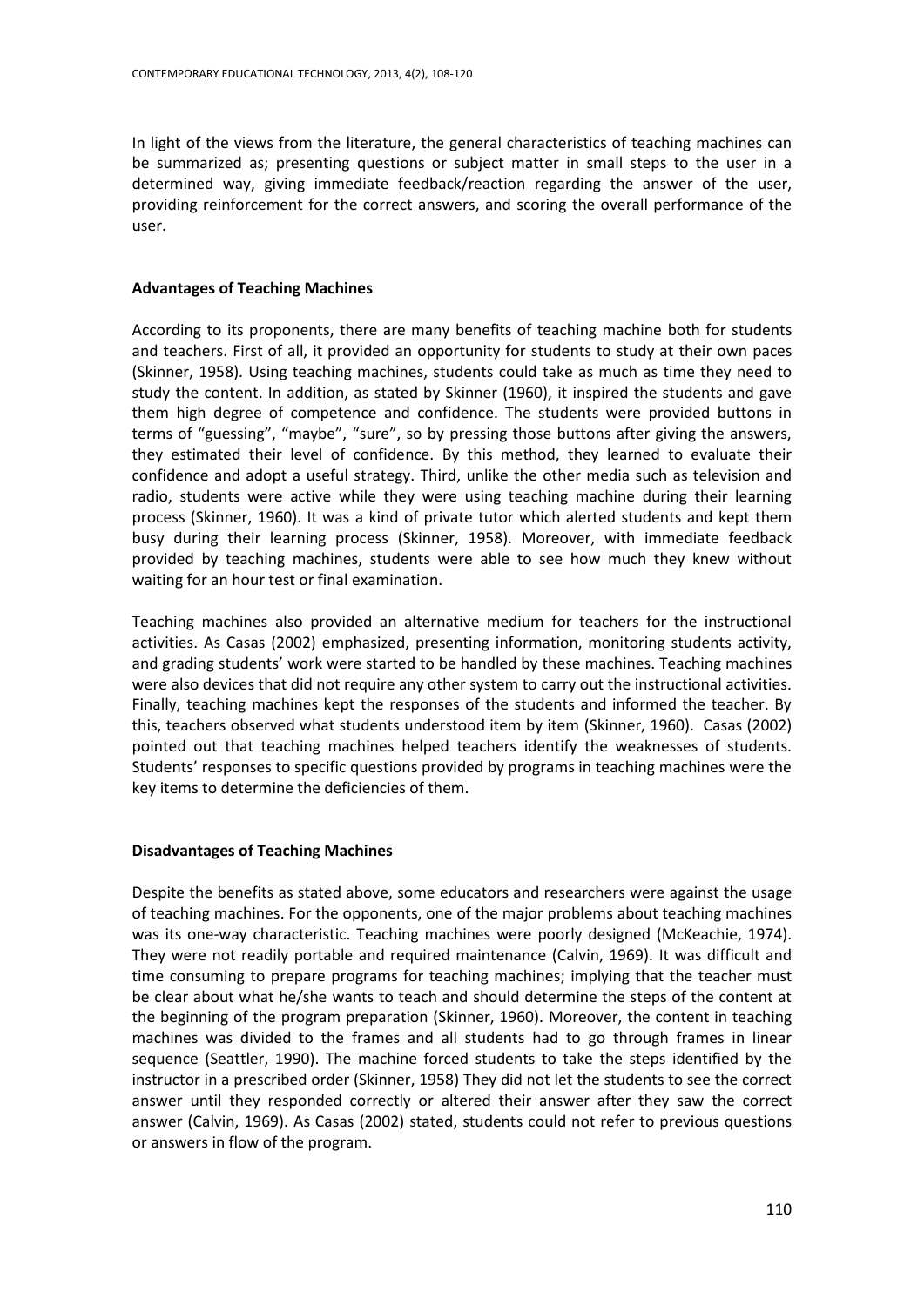In light of the views from the literature, the general characteristics of teaching machines can be summarized as; presenting questions or subject matter in small steps to the user in a determined way, giving immediate feedback/reaction regarding the answer of the user, providing reinforcement for the correct answers, and scoring the overall performance of the user.

**Advantages of Teaching Machines**

According to its proponents, there are many benefits of teaching machine both for students and teachers. First of all, it provided an opportunity for students to study at their own paces (Skinner, 1958). Using teaching machines, students could take as much as time they need to study the content. In addition, as stated by Skinner (1960), it inspired the students and gave them high degree of competence and confidence. The students were provided buttons in terms of "guessing", "maybe", "sure", so by pressing those buttons after giving the answers, they estimated their level of confidence. By this method, they learned to evaluate their confidence and adopt a useful strategy. Third, unlike the other media such as television and radio, students were active while they were using teaching machine during their learning process (Skinner, 1960). It was a kind of private tutor which alerted students and kept them busy during their learning process (Skinner, 1958). Moreover, with immediate feedback provided by teaching machines, students were able to see how much they knew without waiting for an hour test or final examination.

Teaching machines also provided an alternative medium for teachers for the instructional activities. As Casas (2002) emphasized, presenting information, monitoring students activity, and grading students' work were started to be handled by these machines. Teaching machines were also devices that did not require any other system to carry out the instructional activities. Finally, teaching machines kept the responses of the students and informed the teacher. By this, teachers observed what students understood item by item (Skinner, 1960). Casas (2002) pointed out that teaching machines helped teachers identify the weaknesses of students. Students' responses to specific questions provided by programs in teaching machines were the key items to determine the deficiencies of them.

**Disadvantages of Teaching Machines**

Despite the benefits as stated above, some educators and researchers were against the usage of teaching machines. For the opponents, one of the major problems about teaching machines was its one-way characteristic. Teaching machines were poorly designed (McKeachie, 1974). They were not readily portable and required maintenance (Calvin, 1969). It was difficult and time consuming to prepare programs for teaching machines; implying that the teacher must be clear about what he/she wants to teach and should determine the steps of the content at the beginning of the program preparation (Skinner, 1960). Moreover, the content in teaching machines was divided to the frames and all students had to go through frames in linear sequence (Seattler, 1990). The machine forced students to take the steps identified by the instructor in a prescribed order (Skinner, 1958) They did not let the students to see the correct answer until they responded correctly or altered their answer after they saw the correct answer (Calvin, 1969). As Casas (2002) stated, students could not refer to previous questions or answers in flow of the program.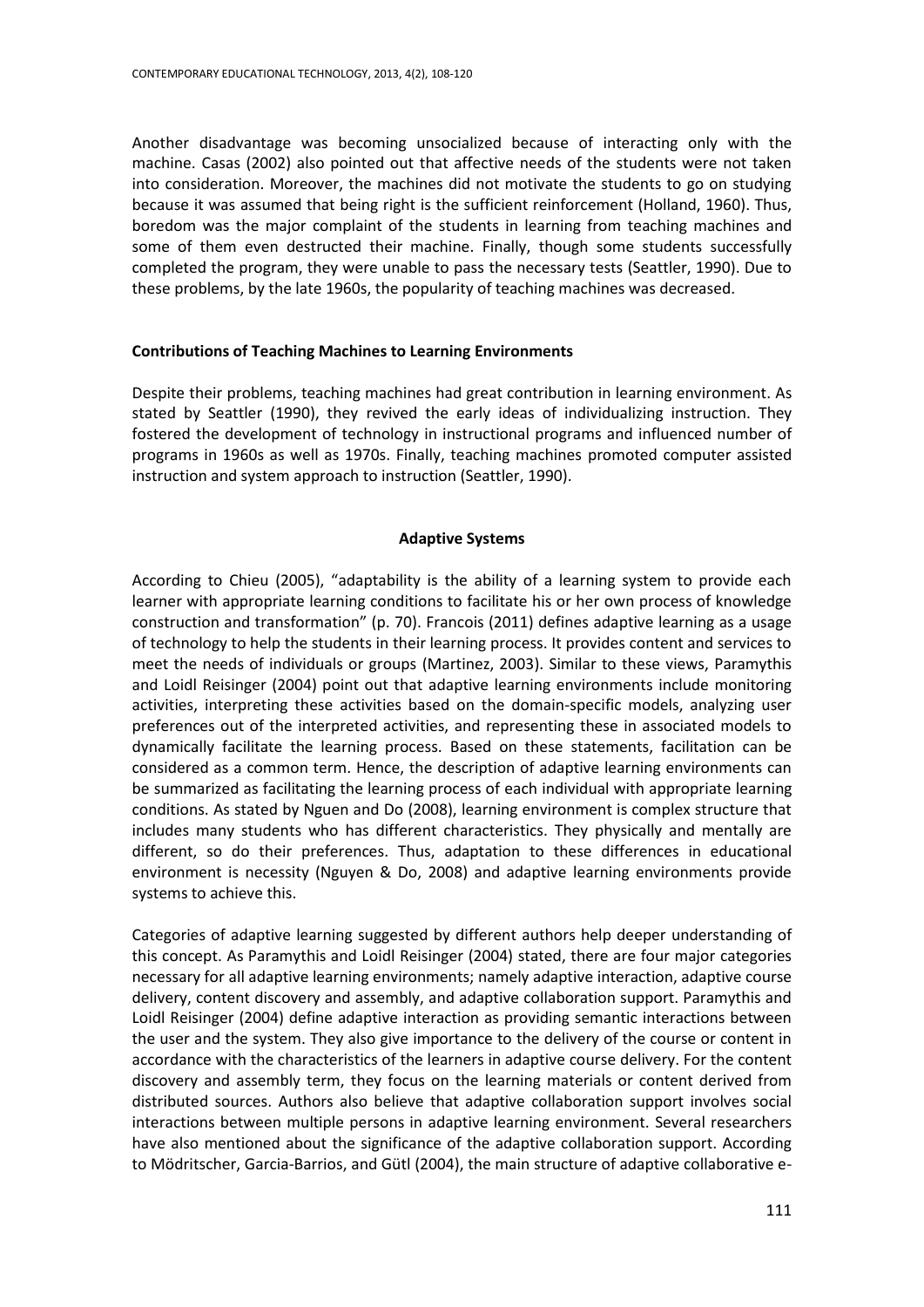Another disadvantage was becoming unsocialized because of interacting only with the machine. Casas (2002) also pointed out that affective needs of the students were not taken into consideration. Moreover, the machines did not motivate the students to go on studying because it was assumed that being right is the sufficient reinforcement (Holland, 1960). Thus, boredom was the major complaint of the students in learning from teaching machines and some of them even destructed their machine. Finally, though some students successfully completed the program, they were unable to pass the necessary tests (Seattler, 1990). Due to these problems, by the late 1960s, the popularity of teaching machines was decreased.

### Contributions of Teaching Machines to Learning Environments

Despite their problems, teaching machines had great contribution in learning environment. As stated by Seattler (1990), they revived the early ideas of individualizing instruction. They fostered the development of technology in instructional programs and influenced number of programs in 1960s as well as 1970s. Finally, teaching machines promoted computer assisted instruction and system approach to instruction (Seattler, 1990).

## Adaptive Systems

According to Chieu (2005), "adaptability is the ability of a learning system to provide each learner with appropriate learning conditions to facilitate his or her own process of knowledge construction and transformation" (p. 70). Francois (2011) defines adaptive learning as a usage of technology to help the students in their learning process. It provides content and services to meet the needs of individuals or groups (Martinez, 2003). Similar to these views, Paramythis and Loidl Reisinger (2004) point out that adaptive learning environments include monitoring activities, interpreting these activities based on the domain-specific models, analyzing user preferences out of the interpreted activities, and representing these in associated models to dynamically facilitate the learning process. Based on these statements, facilitation can be considered as a common term. Hence, the description of adaptive learning environments can be summarized as facilitating the learning process of each individual with appropriate learning conditions. As stated by Nguen and Do (2008), learning environment is complex structure that includes many students who has different characteristics. They physically and mentally are different, so do their preferences. Thus, adaptation to these differences in educational environment is necessity (Nguyen & Do, 2008) and adaptive learning environments provide systems to achieve this.

Categories of adaptive learning suggested by different authors help deeper understanding of this concept. As Paramythis and Loidl Reisinger (2004) stated, there are four major categories necessary for all adaptive learning environments; namely adaptive interaction, adaptive course delivery, content discovery and assembly, and adaptive collaboration support. Paramythis and Loidl Reisinger (2004) define adaptive interaction as providing semantic interactions between the user and the system. They also give importance to the delivery of the course or content in accordance with the characteristics of the learners in adaptive course delivery. For the content discovery and assembly term, they focus on the learning materials or content derived from distributed sources. Authors also believe that adaptive collaboration support involves social interactions between multiple persons in adaptive learning environment. Several researchers have also mentioned about the significance of the adaptive collaboration support. According to Mödritscher, Garcia-Barrios, and Gütl (2004), the main structure of adaptive collaborative e-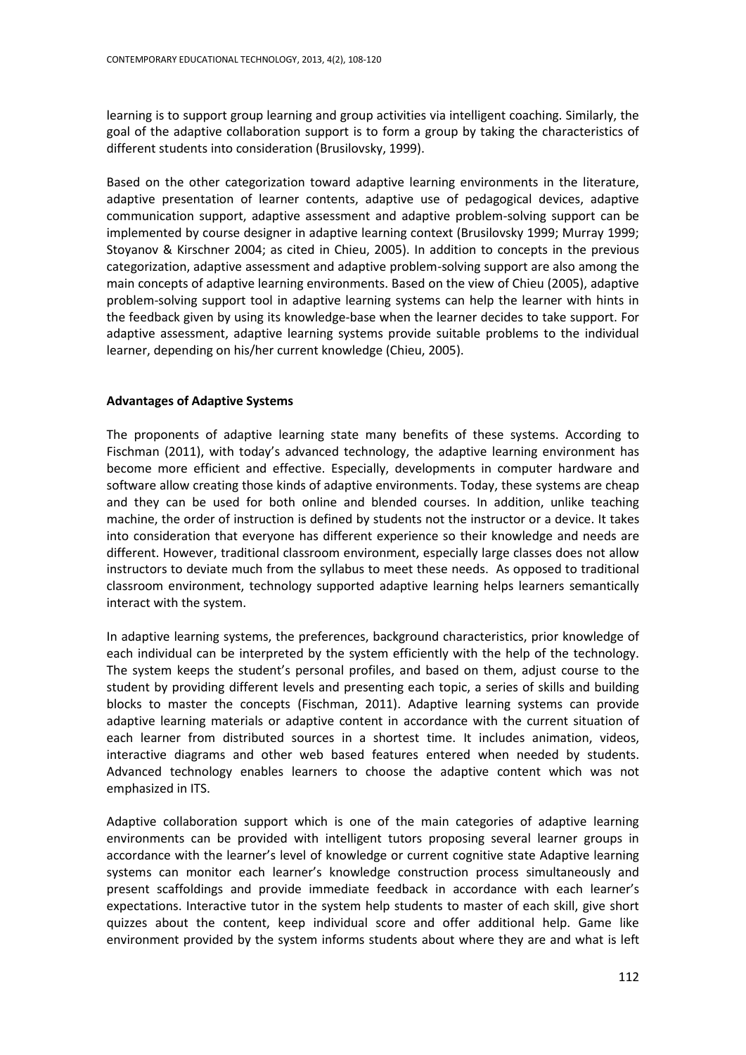learning is to support group learning and group activities via intelligent coaching. Similarly, the goal of the adaptive collaboration support is to form a group by taking the characteristics of different students into consideration (Brusilovsky, 1999).

Based on the other categorization toward adaptive learning environments in the literature, adaptive presentation of learner contents, adaptive use of pedagogical devices, adaptive communication support, adaptive assessment and adaptive problem-solving support can be implemented by course designer in adaptive learning context (Brusilovsky 1999; Murray 1999; Stoyanov & Kirschner 2004; as cited in Chieu, 2005). In addition to concepts in the previous categorization, adaptive assessment and adaptive problem-solving support are also among the main concepts of adaptive learning environments. Based on the view of Chieu (2005), adaptive problem-solving support tool in adaptive learning systems can help the learner with hints in the feedback given by using its knowledge-base when the learner decides to take support. For adaptive assessment, adaptive learning systems provide suitable problems to the individual learner, depending on his/her current knowledge (Chieu, 2005).

**Advantages of Adaptive Systems**

The proponents of adaptive learning state many benefits of these systems. According to Fischman (2011), with today's advanced technology, the adaptive learning environment has become more efficient and effective. Especially, developments in computer hardware and software allow creating those kinds of adaptive environments. Today, these systems are cheap and they can be used for both online and blended courses. In addition, unlike teaching machine, the order of instruction is defined by students not the instructor or a device. It takes into consideration that everyone has different experience so their knowledge and needs are different. However, traditional classroom environment, especially large classes does not allow instructors to deviate much from the syllabus to meet these needs. As opposed to traditional classroom environment, technology supported adaptive learning helps learners semantically interact with the system.

In adaptive learning systems, the preferences, background characteristics, prior knowledge of each individual can be interpreted by the system efficiently with the help of the technology. The system keeps the student's personal profiles, and based on them, adjust course to the student by providing different levels and presenting each topic, a series of skills and building blocks to master the concepts (Fischman, 2011). Adaptive learning systems can provide adaptive learning materials or adaptive content in accordance with the current situation of each learner from distributed sources in a shortest time. It includes animation, videos, interactive diagrams and other web based features entered when needed by students. Advanced technology enables learners to choose the adaptive content which was not emphasized in ITS.

Adaptive collaboration support which is one of the main categories of adaptive learning environments can be provided with intelligent tutors proposing several learner groups in accordance with the learner's level of knowledge or current cognitive state Adaptive learning systems can monitor each learner's knowledge construction process simultaneously and present scaffoldings and provide immediate feedback in accordance with each learner's expectations. Interactive tutor in the system help students to master of each skill, give short quizzes about the content, keep individual score and offer additional help. Game like environment provided by the system informs students about where they are and what is left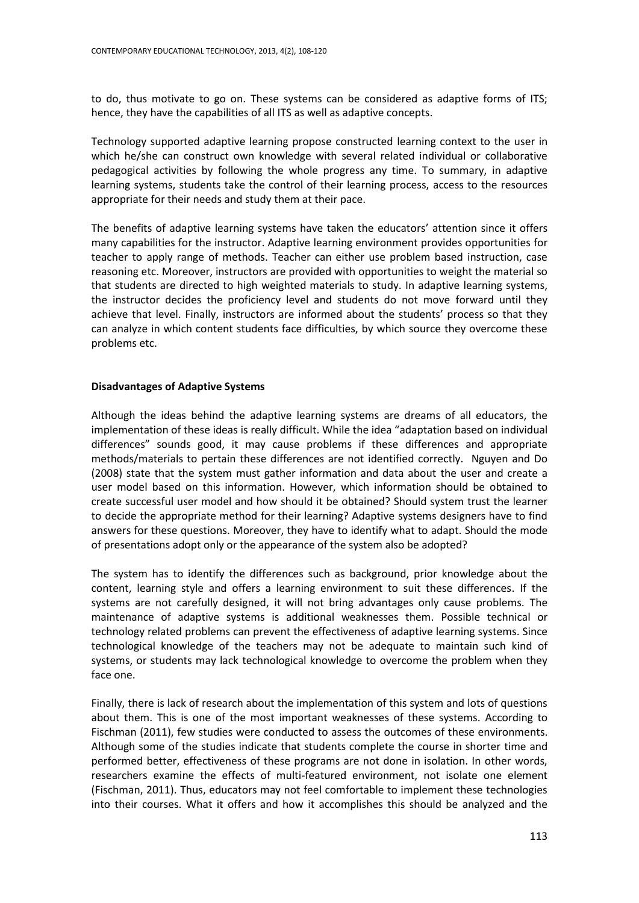to do, thus motivate to go on. These systems can be considered as adaptive forms of ITS; hence, they have the capabilities of all ITS as well as adaptive concepts.

Technology supported adaptive learning propose constructed learning context to the user in which he/she can construct own knowledge with several related individual or collaborative pedagogical activities by following the whole progress any time. To summary, in adaptive learning systems, students take the control of their learning process, access to the resources appropriate for their needs and study them at their pace.

The benefits of adaptive learning systems have taken the educators' attention since it offers many capabilities for the instructor. Adaptive learning environment provides opportunities for teacher to apply range of methods. Teacher can either use problem based instruction, case reasoning etc. Moreover, instructors are provided with opportunities to weight the material so that students are directed to high weighted materials to study. In adaptive learning systems, the instructor decides the proficiency level and students do not move forward until they achieve that level. Finally, instructors are informed about the students' process so that they can analyze in which content students face difficulties, by which source they overcome these problems etc.

**Disadvantages of Adaptive Systems**

Although the ideas behind the adaptive learning systems are dreams of all educators, the implementation of these ideas is really difficult. While the idea "adaptation based on individual differences" sounds good, it may cause problems if these differences and appropriate methods/materials to pertain these differences are not identified correctly. Nguyen and Do (2008) state that the system must gather information and data about the user and create a user model based on this information. However, which information should be obtained to create successful user model and how should it be obtained? Should system trust the learner to decide the appropriate method for their learning? Adaptive systems designers have to find answers for these questions. Moreover, they have to identify what to adapt. Should the mode of presentations adopt only or the appearance of the system also be adopted?

The system has to identify the differences such as background, prior knowledge about the content, learning style and offers a learning environment to suit these differences. If the systems are not carefully designed, it will not bring advantages only cause problems. The maintenance of adaptive systems is additional weaknesses them. Possible technical or technology related problems can prevent the effectiveness of adaptive learning systems. Since technological knowledge of the teachers may not be adequate to maintain such kind of systems, or students may lack technological knowledge to overcome the problem when they face one.

Finally, there is lack of research about the implementation of this system and lots of questions about them. This is one of the most important weaknesses of these systems. According to Fischman (2011), few studies were conducted to assess the outcomes of these environments. Although some of the studies indicate that students complete the course in shorter time and performed better, effectiveness of these programs are not done in isolation. In other words, researchers examine the effects of multi-featured environment, not isolate one element (Fischman, 2011). Thus, educators may not feel comfortable to implement these technologies into their courses. What it offers and how it accomplishes this should be analyzed and the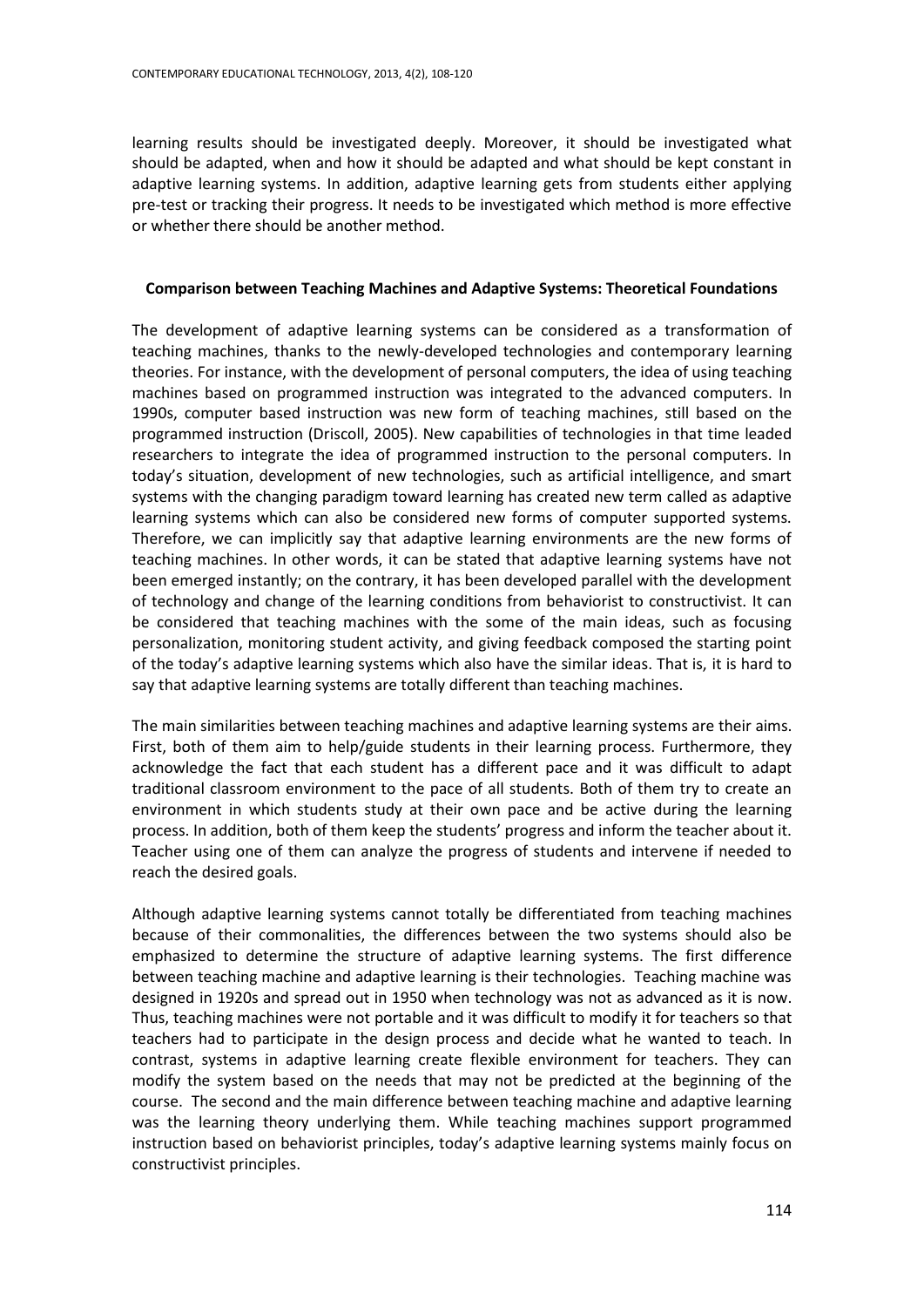learning results should be investigated deeply. Moreover, it should be investigated what should be adapted, when and how it should be adapted and what should be kept constant in adaptive learning systems. In addition, adaptive learning gets from students either applying pre-test or tracking their progress. It needs to be investigated which method is more effective or whether there should be another method.

## Comparison between Teaching Machines and Adaptive Systems: Theoretical Foundations

The development of adaptive learning systems can be considered as a transformation of teaching machines, thanks to the newly-developed technologies and contemporary learning theories. For instance, with the development of personal computers, the idea of using teaching machines based on programmed instruction was integrated to the advanced computers. In 1990s, computer based instruction was new form of teaching machines, still based on the programmed instruction (Driscoll, 2005). New capabilities of technologies in that time leaded researchers to integrate the idea of programmed instruction to the personal computers. In today's situation, development of new technologies, such as artificial intelligence, and smart systems with the changing paradigm toward learning has created new term called as adaptive learning systems which can also be considered new forms of computer supported systems. Therefore, we can implicitly say that adaptive learning environments are the new forms of teaching machines. In other words, it can be stated that adaptive learning systems have not been emerged instantly; on the contrary, it has been developed parallel with the development of technology and change of the learning conditions from behaviorist to constructivist. It can be considered that teaching machines with the some of the main ideas, such as focusing personalization, monitoring student activity, and giving feedback composed the starting point of the today's adaptive learning systems which also have the similar ideas. That is, it is hard to say that adaptive learning systems are totally different than teaching machines.

The main similarities between teaching machines and adaptive learning systems are their aims. First, both of them aim to help/guide students in their learning process. Furthermore, they acknowledge the fact that each student has a different pace and it was difficult to adapt traditional classroom environment to the pace of all students. Both of them try to create an environment in which students study at their own pace and be active during the learning process. In addition, both of them keep the students' progress and inform the teacher about it. Teacher using one of them can analyze the progress of students and intervene if needed to reach the desired goals.

Although adaptive learning systems cannot totally be differentiated from teaching machines because of their commonalities, the differences between the two systems should also be emphasized to determine the structure of adaptive learning systems. The first difference between teaching machine and adaptive learning is their technologies. Teaching machine was designed in 1920s and spread out in 1950 when technology was not as advanced as it is now. Thus, teaching machines were not portable and it was difficult to modify it for teachers so that teachers had to participate in the design process and decide what he wanted to teach. In contrast, systems in adaptive learning create flexible environment for teachers. They can modify the system based on the needs that may not be predicted at the beginning of the course. The second and the main difference between teaching machine and adaptive learning was the learning theory underlying them. While teaching machines support programmed instruction based on behaviorist principles, today's adaptive learning systems mainly focus on constructivist principles.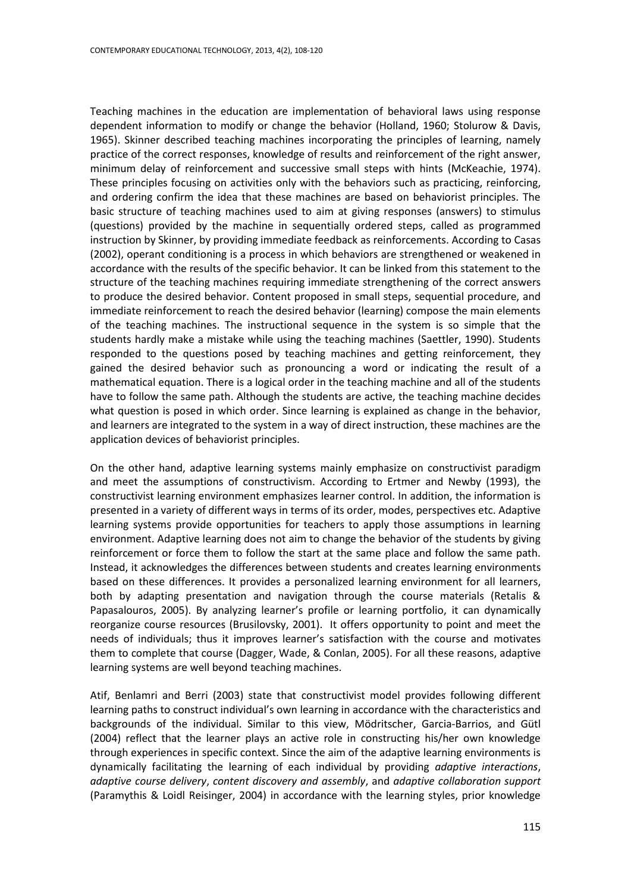Teaching machines in the education are implementation of behavioral laws using response dependent information to modify or change the behavior (Holland, 1960; Stolurow & Davis, 1965). Skinner described teaching machines incorporating the principles of learning, namely practice of the correct responses, knowledge of results and reinforcement of the right answer, minimum delay of reinforcement and successive small steps with hints (McKeachie, 1974). These principles focusing on activities only with the behaviors such as practicing, reinforcing, and ordering confirm the idea that these machines are based on behaviorist principles. The basic structure of teaching machines used to aim at giving responses (answers) to stimulus (questions) provided by the machine in sequentially ordered steps, called as programmed instruction by Skinner, by providing immediate feedback as reinforcements. According to Casas (2002), operant conditioning is a process in which behaviors are strengthened or weakened in accordance with the results of the specific behavior. It can be linked from this statement to the structure of the teaching machines requiring immediate strengthening of the correct answers to produce the desired behavior. Content proposed in small steps, sequential procedure, and immediate reinforcement to reach the desired behavior (learning) compose the main elements of the teaching machines. The instructional sequence in the system is so simple that the students hardly make a mistake while using the teaching machines (Saettler, 1990). Students responded to the questions posed by teaching machines and getting reinforcement, they gained the desired behavior such as pronouncing a word or indicating the result of a mathematical equation. There is a logical order in the teaching machine and all of the students have to follow the same path. Although the students are active, the teaching machine decides what question is posed in which order. Since learning is explained as change in the behavior, and learners are integrated to the system in a way of direct instruction, these machines are the application devices of behaviorist principles.

On the other hand, adaptive learning systems mainly emphasize on constructivist paradigm and meet the assumptions of constructivism. According to Ertmer and Newby (1993), the constructivist learning environment emphasizes learner control. In addition, the information is presented in a variety of different ways in terms of its order, modes, perspectives etc. Adaptive learning systems provide opportunities for teachers to apply those assumptions in learning environment. Adaptive learning does not aim to change the behavior of the students by giving reinforcement or force them to follow the start at the same place and follow the same path. Instead, it acknowledges the differences between students and creates learning environments based on these differences. It provides a personalized learning environment for all learners, both by adapting presentation and navigation through the course materials (Retalis & Papasalouros, 2005). By analyzing learner's profile or learning portfolio, it can dynamically reorganize course resources (Brusilovsky, 2001). It offers opportunity to point and meet the needs of individuals; thus it improves learner's satisfaction with the course and motivates them to complete that course (Dagger, Wade, & Conlan, 2005). For all these reasons, adaptive learning systems are well beyond teaching machines.

Atif, Benlamri and Berri (2003) state that constructivist model provides following different learning paths to construct individual's own learning in accordance with the characteristics and backgrounds of the individual. Similar to this view, Mödritscher, Garcia-Barrios, and Gütl (2004) reflect that the learner plays an active role in constructing his/her own knowledge through experiences in specific context. Since the aim of the adaptive learning environments is dynamically facilitating the learning of each individual by providing *adaptive interactions*, *adaptive course delivery*, *content discovery and assembly*, and *adaptive collaboration support* (Paramythis & Loidl Reisinger, 2004) in accordance with the learning styles, prior knowledge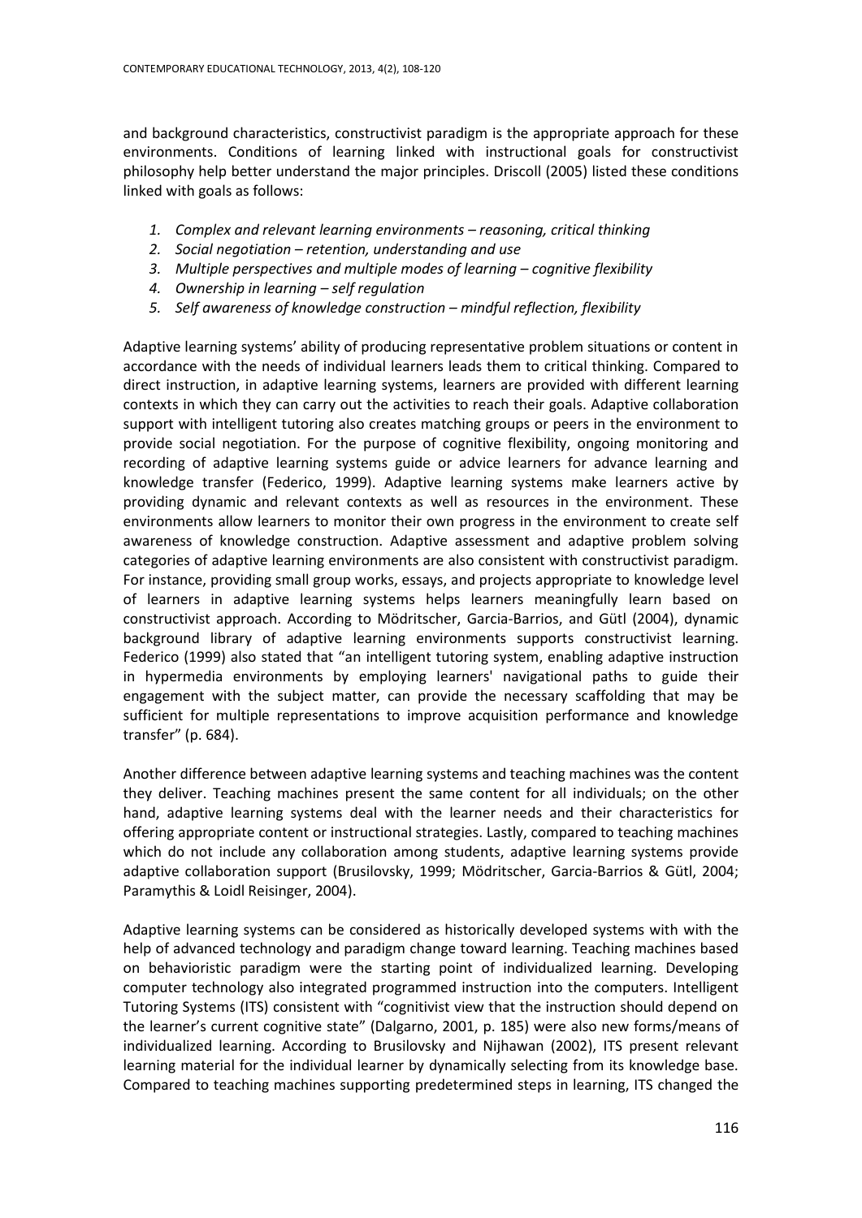and background characteristics, constructivist paradigm is the appropriate approach for these environments. Conditions of learning linked with instructional goals for constructivist philosophy help better understand the major principles. Driscoll (2005) listed these conditions linked with goals as follows:

1. *Complex and relevant learning environments – reasoning, critical thinking*
2. *Social negotiation – retention, understanding and use*
3. *Multiple perspectives and multiple modes of learning – cognitive flexibility*
4. *Ownership in learning – self regulation*
5. *Self awareness of knowledge construction – mindful reflection, flexibility*

Adaptive learning systems' ability of producing representative problem situations or content in accordance with the needs of individual learners leads them to critical thinking. Compared to direct instruction, in adaptive learning systems, learners are provided with different learning contexts in which they can carry out the activities to reach their goals. Adaptive collaboration support with intelligent tutoring also creates matching groups or peers in the environment to provide social negotiation. For the purpose of cognitive flexibility, ongoing monitoring and recording of adaptive learning systems guide or advice learners for advance learning and knowledge transfer (Federico, 1999). Adaptive learning systems make learners active by providing dynamic and relevant contexts as well as resources in the environment. These environments allow learners to monitor their own progress in the environment to create self awareness of knowledge construction. Adaptive assessment and adaptive problem solving categories of adaptive learning environments are also consistent with constructivist paradigm. For instance, providing small group works, essays, and projects appropriate to knowledge level of learners in adaptive learning systems helps learners meaningfully learn based on constructivist approach. According to Mödritscher, Garcia-Barrios, and Gütl (2004), dynamic background library of adaptive learning environments supports constructivist learning. Federico (1999) also stated that "an intelligent tutoring system, enabling adaptive instruction in hypermedia environments by employing learners' navigational paths to guide their engagement with the subject matter, can provide the necessary scaffolding that may be sufficient for multiple representations to improve acquisition performance and knowledge transfer" (p. 684).

Another difference between adaptive learning systems and teaching machines was the content they deliver. Teaching machines present the same content for all individuals; on the other hand, adaptive learning systems deal with the learner needs and their characteristics for offering appropriate content or instructional strategies. Lastly, compared to teaching machines which do not include any collaboration among students, adaptive learning systems provide adaptive collaboration support (Brusilovsky, 1999; Mödritscher, Garcia-Barrios & Gütl, 2004; Paramythis & Loidl Reisinger, 2004).

Adaptive learning systems can be considered as historically developed systems with with the help of advanced technology and paradigm change toward learning. Teaching machines based on behavioristic paradigm were the starting point of individualized learning. Developing computer technology also integrated programmed instruction into the computers. Intelligent Tutoring Systems (ITS) consistent with "cognitivist view that the instruction should depend on the learner's current cognitive state" (Dalgarno, 2001, p. 185) were also new forms/means of individualized learning. According to Brusilovsky and Nijhawan (2002), ITS present relevant learning material for the individual learner by dynamically selecting from its knowledge base. Compared to teaching machines supporting predetermined steps in learning, ITS changed the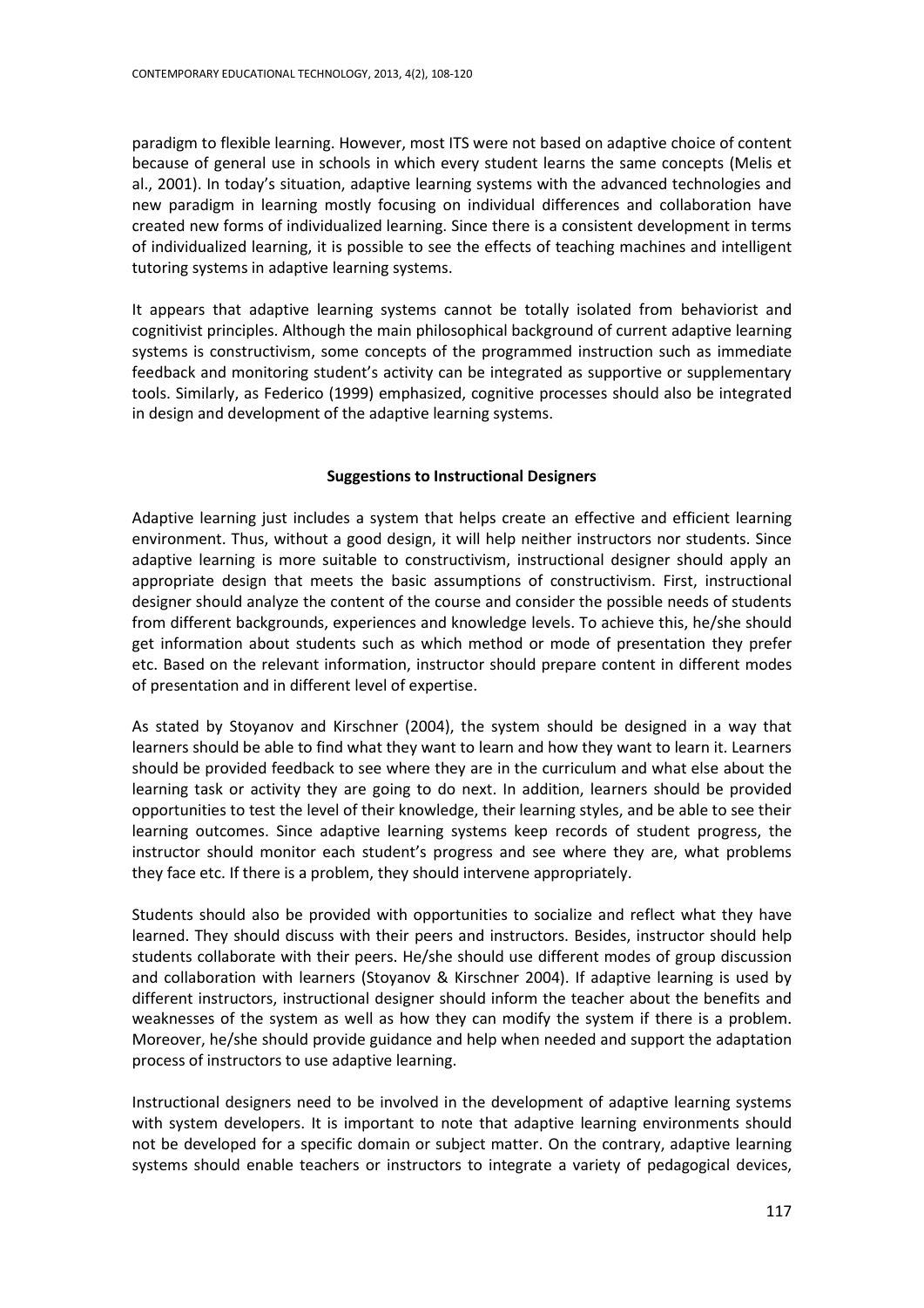paradigm to flexible learning. However, most ITS were not based on adaptive choice of content because of general use in schools in which every student learns the same concepts (Melis et al., 2001). In today's situation, adaptive learning systems with the advanced technologies and new paradigm in learning mostly focusing on individual differences and collaboration have created new forms of individualized learning. Since there is a consistent development in terms of individualized learning, it is possible to see the effects of teaching machines and intelligent tutoring systems in adaptive learning systems.

It appears that adaptive learning systems cannot be totally isolated from behaviorist and cognitivist principles. Although the main philosophical background of current adaptive learning systems is constructivism, some concepts of the programmed instruction such as immediate feedback and monitoring student's activity can be integrated as supportive or supplementary tools. Similarly, as Federico (1999) emphasized, cognitive processes should also be integrated in design and development of the adaptive learning systems.

## Suggestions to Instructional Designers

Adaptive learning just includes a system that helps create an effective and efficient learning environment. Thus, without a good design, it will help neither instructors nor students. Since adaptive learning is more suitable to constructivism, instructional designer should apply an appropriate design that meets the basic assumptions of constructivism. First, instructional designer should analyze the content of the course and consider the possible needs of students from different backgrounds, experiences and knowledge levels. To achieve this, he/she should get information about students such as which method or mode of presentation they prefer etc. Based on the relevant information, instructor should prepare content in different modes of presentation and in different level of expertise.

As stated by Stoyanov and Kirschner (2004), the system should be designed in a way that learners should be able to find what they want to learn and how they want to learn it. Learners should be provided feedback to see where they are in the curriculum and what else about the learning task or activity they are going to do next. In addition, learners should be provided opportunities to test the level of their knowledge, their learning styles, and be able to see their learning outcomes. Since adaptive learning systems keep records of student progress, the instructor should monitor each student's progress and see where they are, what problems they face etc. If there is a problem, they should intervene appropriately.

Students should also be provided with opportunities to socialize and reflect what they have learned. They should discuss with their peers and instructors. Besides, instructor should help students collaborate with their peers. He/She should use different modes of group discussion and collaboration with learners (Stoyanov & Kirschner 2004). If adaptive learning is used by different instructors, instructional designer should inform the teacher about the benefits and weaknesses of the system as well as how they can modify the system if there is a problem. Moreover, he/she should provide guidance and help when needed and support the adaptation process of instructors to use adaptive learning.

Instructional designers need to be involved in the development of adaptive learning systems with system developers. It is important to note that adaptive learning environments should not be developed for a specific domain or subject matter. On the contrary, adaptive learning systems should enable teachers or instructors to integrate a variety of pedagogical devices,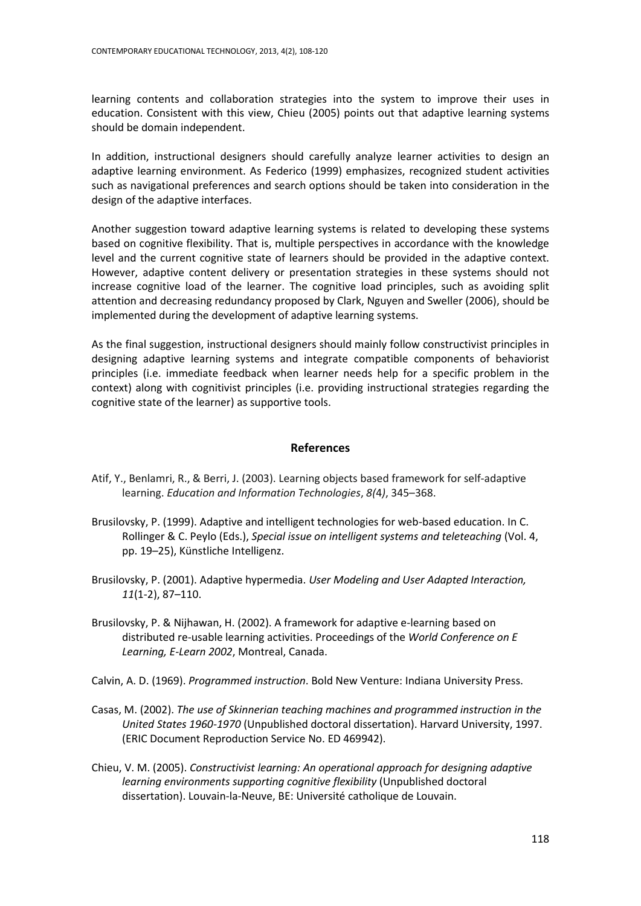learning contents and collaboration strategies into the system to improve their uses in education. Consistent with this view, Chieu (2005) points out that adaptive learning systems should be domain independent.

In addition, instructional designers should carefully analyze learner activities to design an adaptive learning environment. As Federico (1999) emphasizes, recognized student activities such as navigational preferences and search options should be taken into consideration in the design of the adaptive interfaces.

Another suggestion toward adaptive learning systems is related to developing these systems based on cognitive flexibility. That is, multiple perspectives in accordance with the knowledge level and the current cognitive state of learners should be provided in the adaptive context. However, adaptive content delivery or presentation strategies in these systems should not increase cognitive load of the learner. The cognitive load principles, such as avoiding split attention and decreasing redundancy proposed by Clark, Nguyen and Sweller (2006), should be implemented during the development of adaptive learning systems.

As the final suggestion, instructional designers should mainly follow constructivist principles in designing adaptive learning systems and integrate compatible components of behaviorist principles (i.e. immediate feedback when learner needs help for a specific problem in the context) along with cognitivist principles (i.e. providing instructional strategies regarding the cognitive state of the learner) as supportive tools.

## References

Atif, Y., Benlamri, R., & Berri, J. (2003). Learning objects based framework for self-adaptive learning. *Education and Information Technologies*, *8(4)*, 345–368.

Brusilovsky, P. (1999). Adaptive and intelligent technologies for web-based education. In C. Rollinger & C. Peylo (Eds.), *Special issue on intelligent systems and teleteaching* (Vol. 4, pp. 19–25), Künstliche Intelligenz.

Brusilovsky, P. (2001). Adaptive hypermedia. *User Modeling and User Adapted Interaction, 11*(1-2), 87–110.

Brusilovsky, P. & Nijhawan, H. (2002). A framework for adaptive e-learning based on distributed re-usable learning activities. Proceedings of the *World Conference on E Learning, E-Learn 2002*, Montreal, Canada.

Calvin, A. D. (1969). *Programmed instruction*. Bold New Venture: Indiana University Press.

Casas, M. (2002). *The use of Skinnerian teaching machines and programmed instruction in the United States 1960-1970* (Unpublished doctoral dissertation). Harvard University, 1997. (ERIC Document Reproduction Service No. ED 469942).

Chieu, V. M. (2005). *Constructivist learning: An operational approach for designing adaptive learning environments supporting cognitive flexibility* (Unpublished doctoral dissertation). Louvain-la-Neuve, BE: Université catholique de Louvain.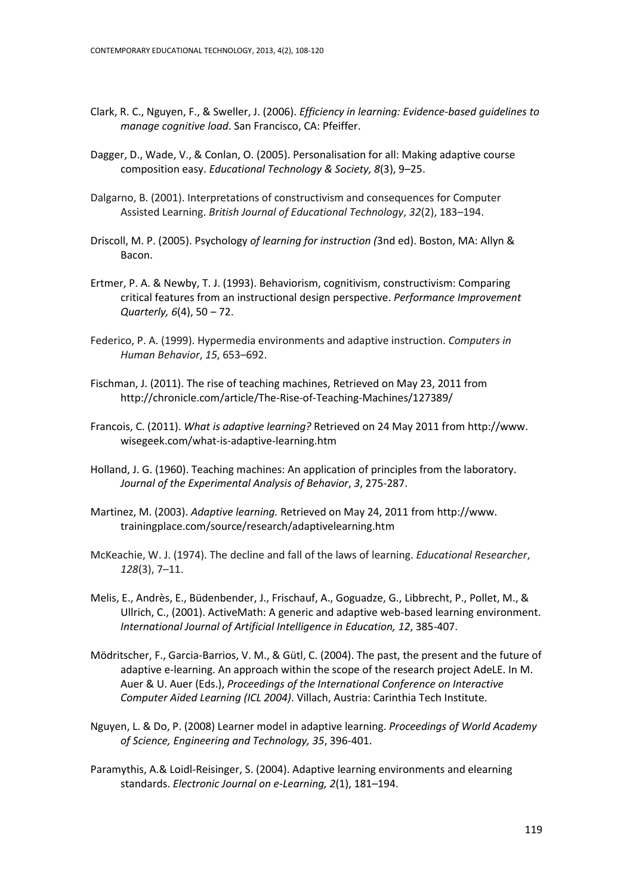Clark, R. C., Nguyen, F., & Sweller, J. (2006). *Efficiency in learning: Evidence-based guidelines to manage cognitive load*. San Francisco, CA: Pfeiffer.

Dagger, D., Wade, V., & Conlan, O. (2005). Personalisation for all: Making adaptive course composition easy. *Educational Technology & Society, 8*(3), 9–25.

Dalgarno, B. (2001). Interpretations of constructivism and consequences for Computer Assisted Learning. *British Journal of Educational Technology*, *32*(2), 183–194.

Driscoll, M. P. (2005). Psychology *of learning for instruction (*3nd ed). Boston, MA: Allyn & Bacon.

Ertmer, P. A. & Newby, T. J. (1993). Behaviorism, cognitivism, constructivism: Comparing critical features from an instructional design perspective. *Performance Improvement Quarterly, 6*(4), 50 – 72.

Federico, P. A. (1999). Hypermedia environments and adaptive instruction. *Computers in Human Behavior*, *15*, 653–692.

Fischman, J. (2011). The rise of teaching machines, Retrieved on May 23, 2011 from http://chronicle.com/article/The-Rise-of-Teaching-Machines/127389/

Francois, C. (2011). *What is adaptive learning?* Retrieved on 24 May 2011 from http://www. wisegeek.com/what-is-adaptive-learning.htm

Holland, J. G. (1960). Teaching machines: An application of principles from the laboratory. *Journal of the Experimental Analysis of Behavior*, *3*, 275-287.

Martinez, M. (2003). *Adaptive learning.* Retrieved on May 24, 2011 from http://www. trainingplace.com/source/research/adaptivelearning.htm

McKeachie, W. J. (1974). The decline and fall of the laws of learning. *Educational Researcher*, *128*(3), 7–11.

Melis, E., Andrès, E., Büdenbender, J., Frischauf, A., Goguadze, G., Libbrecht, P., Pollet, M., & Ullrich, C., (2001). ActiveMath: A generic and adaptive web-based learning environment. *International Journal of Artificial Intelligence in Education, 12*, 385-407.

Mödritscher, F., Garcia-Barrios, V. M., & Gütl, C. (2004). The past, the present and the future of adaptive e-learning. An approach within the scope of the research project AdeLE. In M. Auer & U. Auer (Eds.), *Proceedings of the International Conference on Interactive Computer Aided Learning (ICL 2004)*. Villach, Austria: Carinthia Tech Institute.

Nguyen, L. & Do, P. (2008) Learner model in adaptive learning. *Proceedings of World Academy of Science, Engineering and Technology, 35*, 396-401.

Paramythis, A.& Loidl-Reisinger, S. (2004). Adaptive learning environments and elearning standards. *Electronic Journal on e-Learning, 2*(1), 181–194.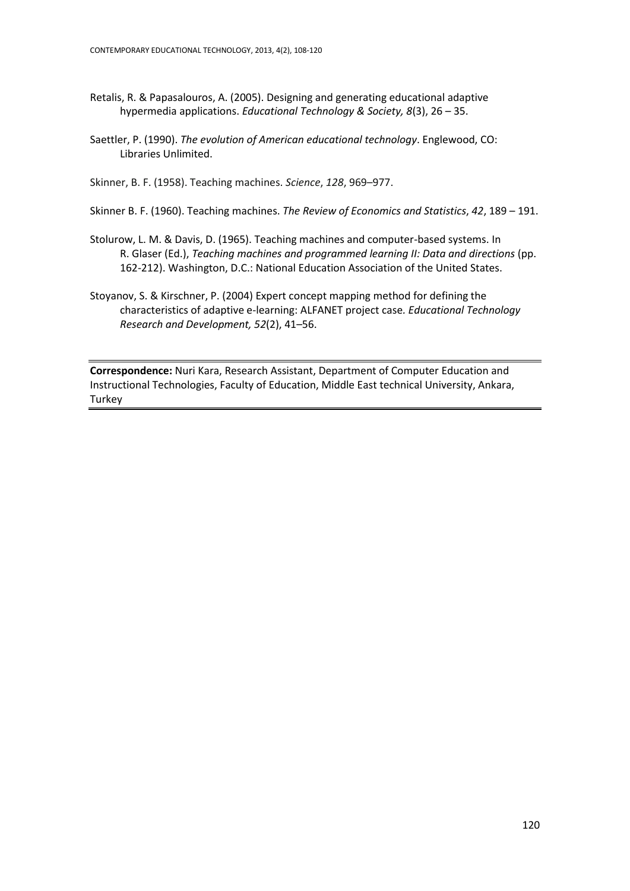Retalis, R. & Papasalouros, A. (2005). Designing and generating educational adaptive hypermedia applications. *Educational Technology & Society, 8*(3), 26 – 35.

Saettler, P. (1990). *The evolution of American educational technology*. Englewood, CO: Libraries Unlimited.

Skinner, B. F. (1958). Teaching machines. *Science*, *128*, 969–977.

Skinner B. F. (1960). Teaching machines. *The Review of Economics and Statistics*, *42*, 189 – 191.

Stolurow, L. M. & Davis, D. (1965). Teaching machines and computer-based systems. In R. Glaser (Ed.), *Teaching machines and programmed learning II: Data and directions* (pp. 162-212). Washington, D.C.: National Education Association of the United States.

Stoyanov, S. & Kirschner, P. (2004) Expert concept mapping method for defining the characteristics of adaptive e-learning: ALFANET project case*. Educational Technology Research and Development, 52*(2), 41–56.

---

**Correspondence:** Nuri Kara, Research Assistant, Department of Computer Education and Instructional Technologies, Faculty of Education, Middle East technical University, Ankara, Turkey